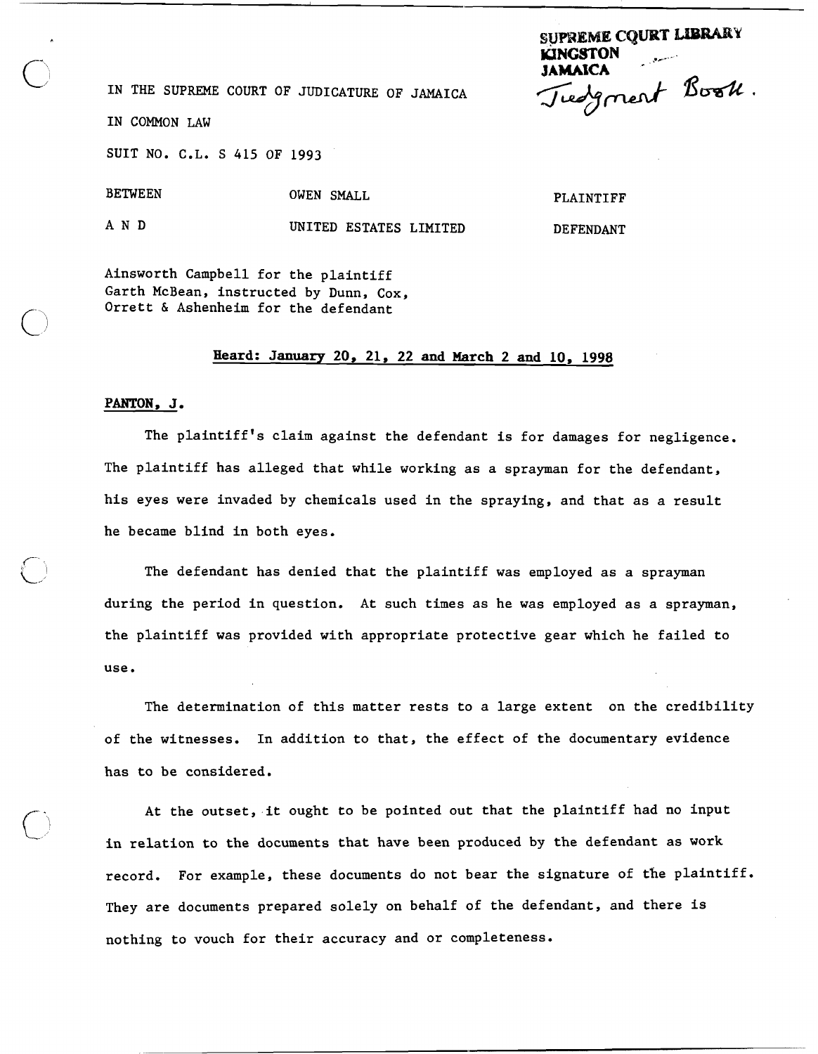SUPREME COURT LIBRARY
KINGSTON
JAMAICA
Judgment Book.

IN THE SUPREME COURT OF JUDICATURE OF JAMAICA

IN COMMON LAW

SUIT NO. C.L. S 415 OF 1993

| BETWEEN | OWEN SMALL | PLAINTIFF |
|---|---|---|
| A N D | UNITED ESTATES LIMITED | DEFENDANT |

Ainsworth Campbell for the plaintiff
Garth McBean, instructed by Dunn, Cox, Orrett & Ashenheim for the defendant

**Heard: January 20, 21, 22 and March 2 and 10, 1998**

**PANTON, J.**

The plaintiff's claim against the defendant is for damages for negligence. The plaintiff has alleged that while working as a sprayman for the defendant, his eyes were invaded by chemicals used in the spraying, and that as a result he became blind in both eyes.

The defendant has denied that the plaintiff was employed as a sprayman during the period in question. At such times as he was employed as a sprayman, the plaintiff was provided with appropriate protective gear which he failed to use.

The determination of this matter rests to a large extent on the credibility of the witnesses. In addition to that, the effect of the documentary evidence has to be considered.

At the outset, it ought to be pointed out that the plaintiff had no input in relation to the documents that have been produced by the defendant as work record. For example, these documents do not bear the signature of the plaintiff. They are documents prepared solely on behalf of the defendant, and there is nothing to vouch for their accuracy and or completeness.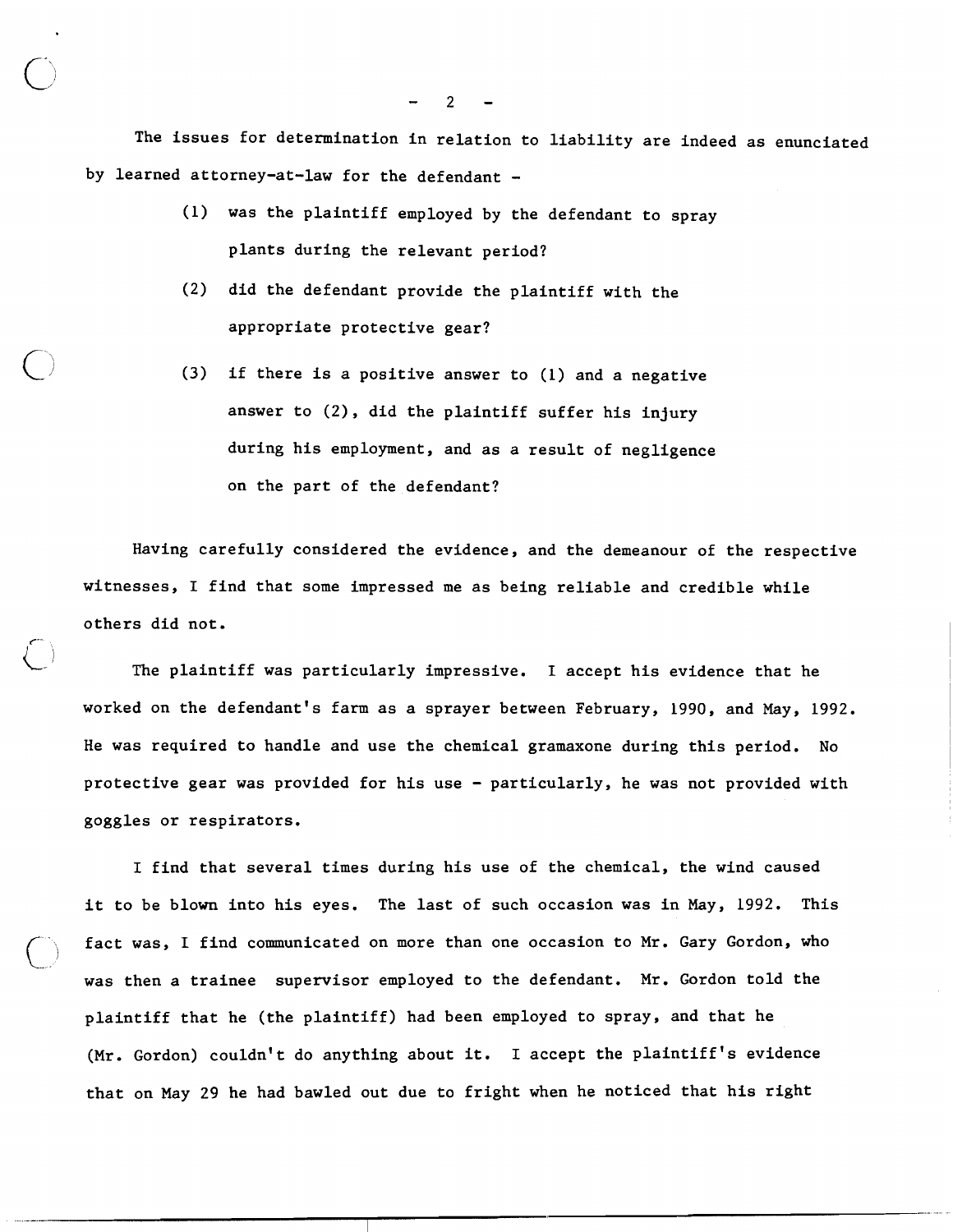The issues for determination in relation to liability are indeed as enunciated by learned attorney-at-law for the defendant -

(1) was the plaintiff employed by the defendant to spray plants during the relevant period?

(2) did the defendant provide the plaintiff with the appropriate protective gear?

(3) if there is a positive answer to (1) and a negative answer to (2), did the plaintiff suffer his injury during his employment, and as a result of negligence on the part of the defendant?

Having carefully considered the evidence, and the demeanour of the respective witnesses, I find that some impressed me as being reliable and credible while others did not.

The plaintiff was particularly impressive. I accept his evidence that he worked on the defendant's farm as a sprayer between February, 1990, and May, 1992. He was required to handle and use the chemical gramaxone during this period. No protective gear was provided for his use - particularly, he was not provided with goggles or respirators.

I find that several times during his use of the chemical, the wind caused it to be blown into his eyes. The last of such occasion was in May, 1992. This fact was, I find communicated on more than one occasion to Mr. Gary Gordon, who was then a trainee supervisor employed to the defendant. Mr. Gordon told the plaintiff that he (the plaintiff) had been employed to spray, and that he (Mr. Gordon) couldn't do anything about it. I accept the plaintiff's evidence that on May 29 he had bawled out due to fright when he noticed that his right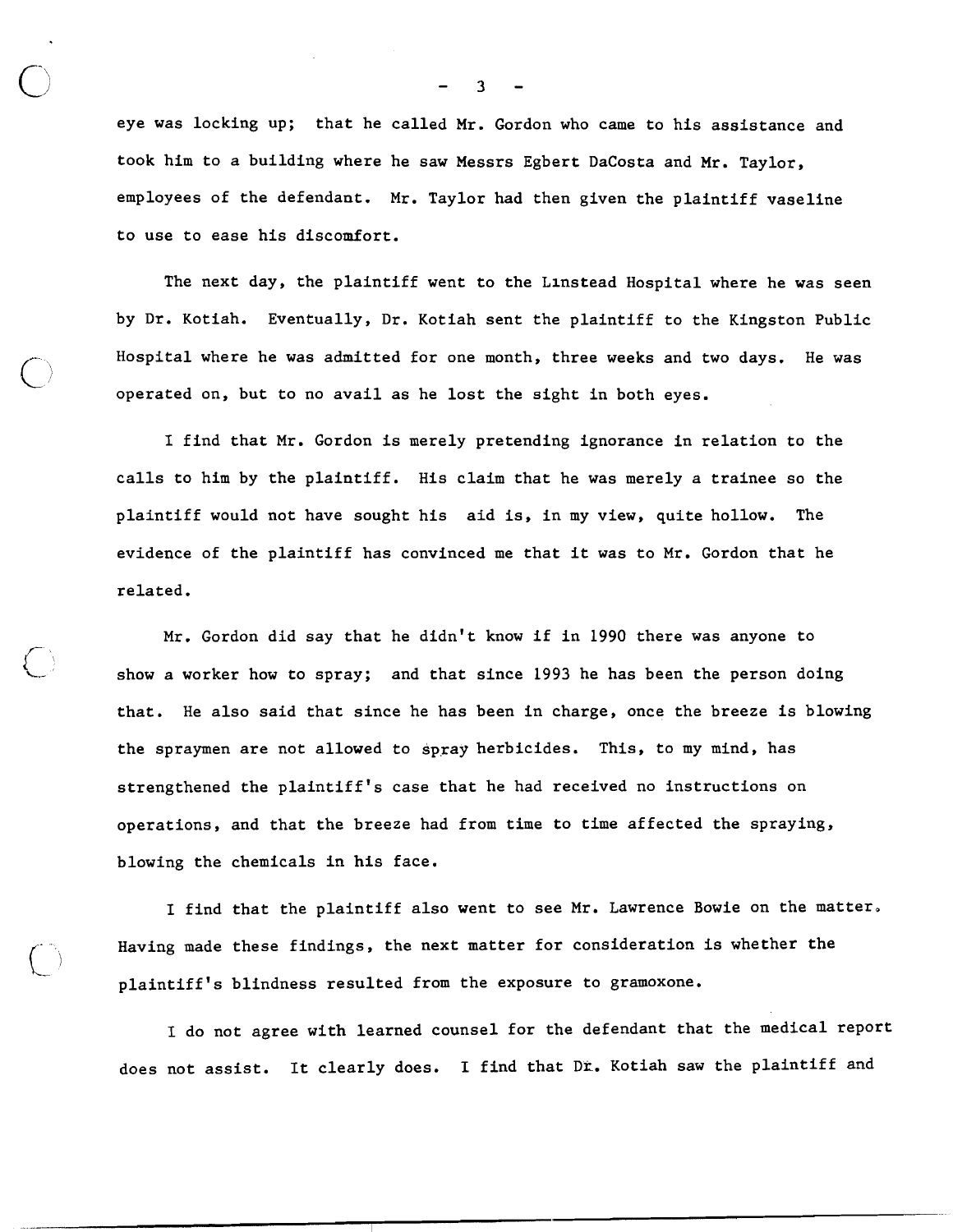eye was locking up; that he called Mr. Gordon who came to his assistance and took him to a building where he saw Messrs Egbert DaCosta and Mr. Taylor, employees of the defendant. Mr. Taylor had then given the plaintiff vaseline to use to ease his discomfort.

The next day, the plaintiff went to the Linstead Hospital where he was seen by Dr. Kotiah. Eventually, Dr. Kotiah sent the plaintiff to the Kingston Public Hospital where he was admitted for one month, three weeks and two days. He was operated on, but to no avail as he lost the sight in both eyes.

I find that Mr. Gordon is merely pretending ignorance in relation to the calls to him by the plaintiff. His claim that he was merely a trainee so the plaintiff would not have sought his aid is, in my view, quite hollow. The evidence of the plaintiff has convinced me that it was to Mr. Gordon that he related.

Mr. Gordon did say that he didn't know if in 1990 there was anyone to show a worker how to spray; and that since 1993 he has been the person doing that. He also said that since he has been in charge, once the breeze is blowing the spraymen are not allowed to spray herbicides. This, to my mind, has strengthened the plaintiff's case that he had received no instructions on operations, and that the breeze had from time to time affected the spraying, blowing the chemicals in his face.

I find that the plaintiff also went to see Mr. Lawrence Bowie on the matter. Having made these findings, the next matter for consideration is whether the plaintiff's blindness resulted from the exposure to gramoxone.

I do not agree with learned counsel for the defendant that the medical report does not assist. It clearly does. I find that Dr. Kotiah saw the plaintiff and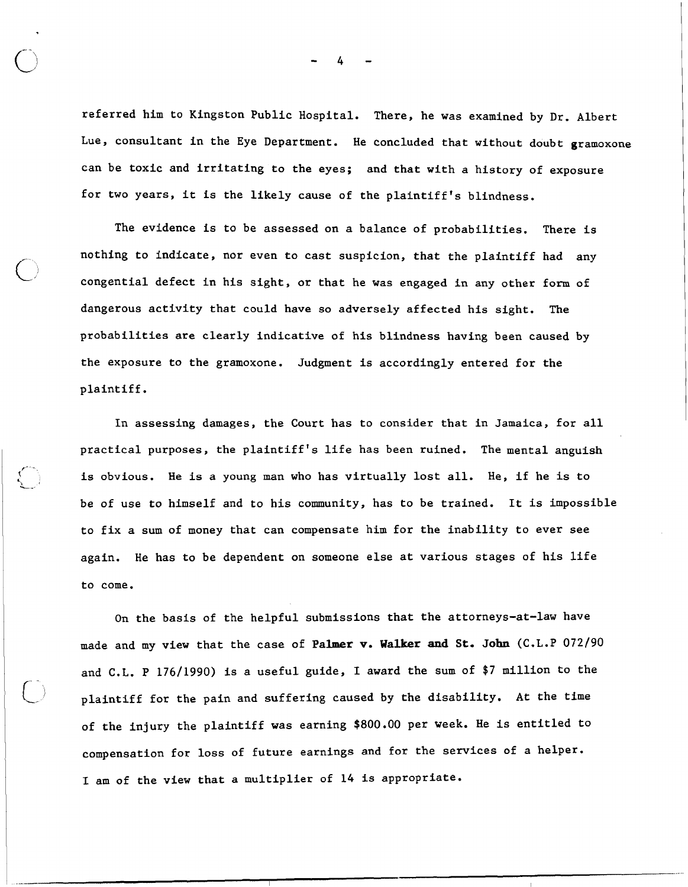referred him to Kingston Public Hospital. There, he was examined by Dr. Albert Lue, consultant in the Eye Department. He concluded that without doubt gramoxone can be toxic and irritating to the eyes; and that with a history of exposure for two years, it is the likely cause of the plaintiff's blindness.

The evidence is to be assessed on a balance of probabilities. There is nothing to indicate, nor even to cast suspicion, that the plaintiff had any congential defect in his sight, or that he was engaged in any other form of dangerous activity that could have so adversely affected his sight. The probabilities are clearly indicative of his blindness having been caused by the exposure to the gramoxone. Judgment is accordingly entered for the plaintiff.

In assessing damages, the Court has to consider that in Jamaica, for all practical purposes, the plaintiff's life has been ruined. The mental anguish is obvious. He is a young man who has virtually lost all. He, if he is to be of use to himself and to his community, has to be trained. It is impossible to fix a sum of money that can compensate him for the inability to ever see again. He has to be dependent on someone else at various stages of his life to come.

On the basis of the helpful submissions that the attorneys-at-law have made and my view that the case of **Palmer v. Walker and St. John** (C.L.P 072/90 and C.L. P 176/1990) is a useful guide, I award the sum of $7 million to the plaintiff for the pain and suffering caused by the disability. At the time of the injury the plaintiff was earning $800.00 per week. He is entitled to compensation for loss of future earnings and for the services of a helper. I am of the view that a multiplier of 14 is appropriate.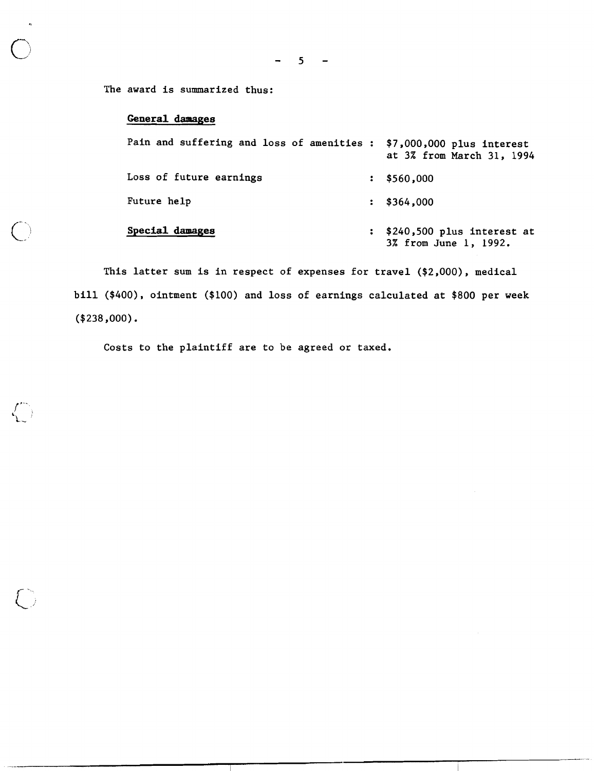The award is summarized thus:

**General damages**

| | | |
|---|---|---|
| Pain and suffering and loss of amenities | : | $7,000,000 plus interest at 3% from March 31, 1994 |
| Loss of future earnings | : | $560,000 |
| Future help | : | $364,000 |
| **Special damages** | : | $240,500 plus interest at 3% from June 1, 1992. |

This latter sum is in respect of expenses for travel ($2,000), medical bill ($400), ointment ($100) and loss of earnings calculated at $800 per week ($238,000).

Costs to the plaintiff are to be agreed or taxed.